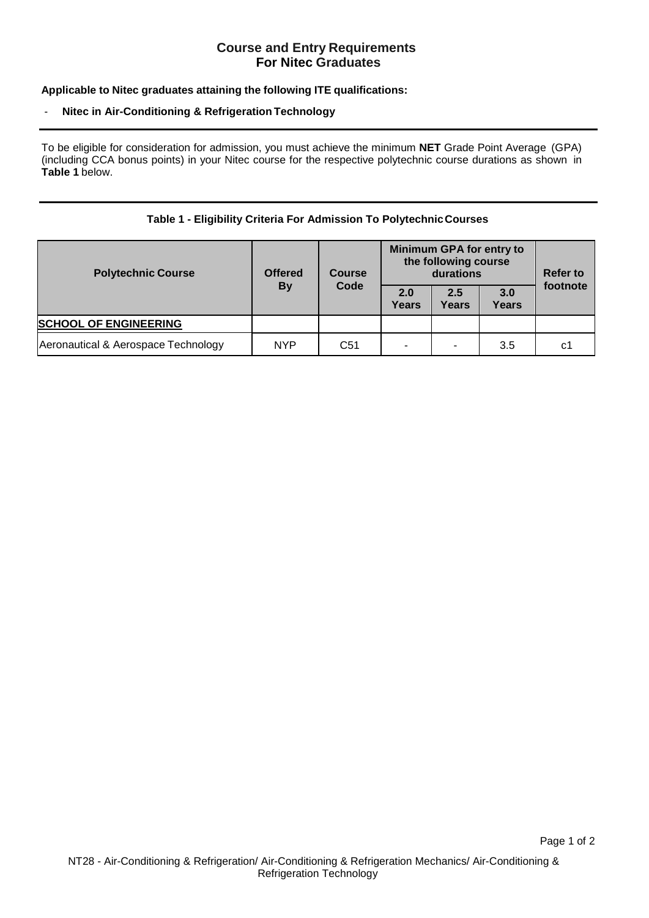# Course and Entry Requirements
# For Nitec Graduates

**Applicable to Nitec graduates attaining the following ITE qualifications:**

- **Nitec in Air-Conditioning & Refrigeration Technology**

---

To be eligible for consideration for admission, you must achieve the minimum **NET** Grade Point Average (GPA) (including CCA bonus points) in your Nitec course for the respective polytechnic course durations as shown in **Table 1** below.

---

**Table 1 - Eligibility Criteria For Admission To Polytechnic Courses**

| **Polytechnic Course** | **Offered By** | **Course Code** | **Minimum GPA for entry to the following course durations** | | | **Refer to footnote** |
|---|---|---|---|---|---|---|
| | | | **2.0 Years** | **2.5 Years** | **3.0 Years** | |
| **SCHOOL OF ENGINEERING** | | | | | | |
| Aeronautical & Aerospace Technology | NYP | C51 | - | - | 3.5 | c1 |

NT28 - Air-Conditioning & Refrigeration/ Air-Conditioning & Refrigeration Mechanics/ Air-Conditioning & Refrigeration Technology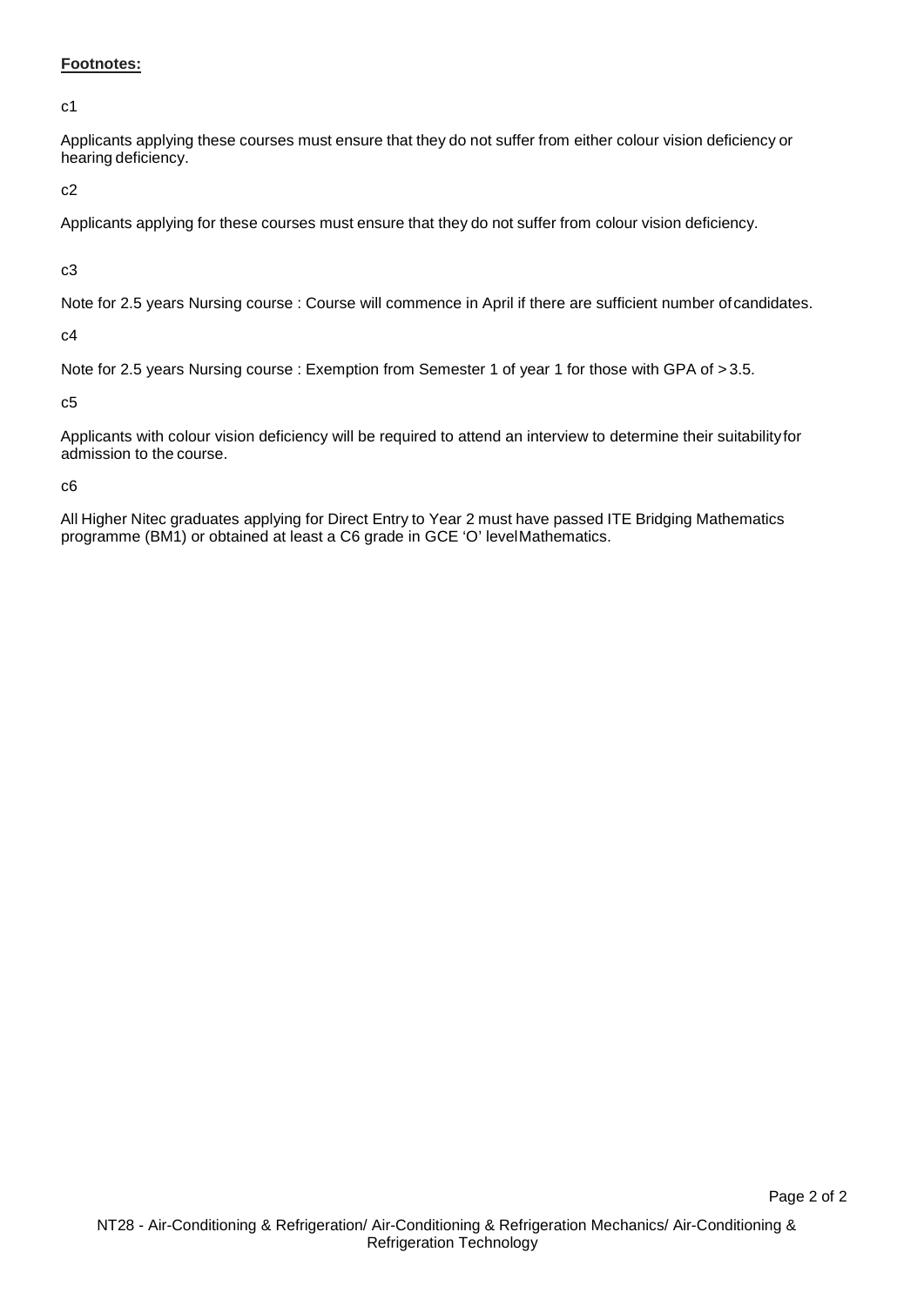**Footnotes:**

c1

Applicants applying these courses must ensure that they do not suffer from either colour vision deficiency or hearing deficiency.

c2

Applicants applying for these courses must ensure that they do not suffer from colour vision deficiency.

c3

Note for 2.5 years Nursing course : Course will commence in April if there are sufficient number of candidates.

c4

Note for 2.5 years Nursing course : Exemption from Semester 1 of year 1 for those with GPA of > 3.5.

c5

Applicants with colour vision deficiency will be required to attend an interview to determine their suitability for admission to the course.

c6

All Higher Nitec graduates applying for Direct Entry to Year 2 must have passed ITE Bridging Mathematics programme (BM1) or obtained at least a C6 grade in GCE 'O' level Mathematics.